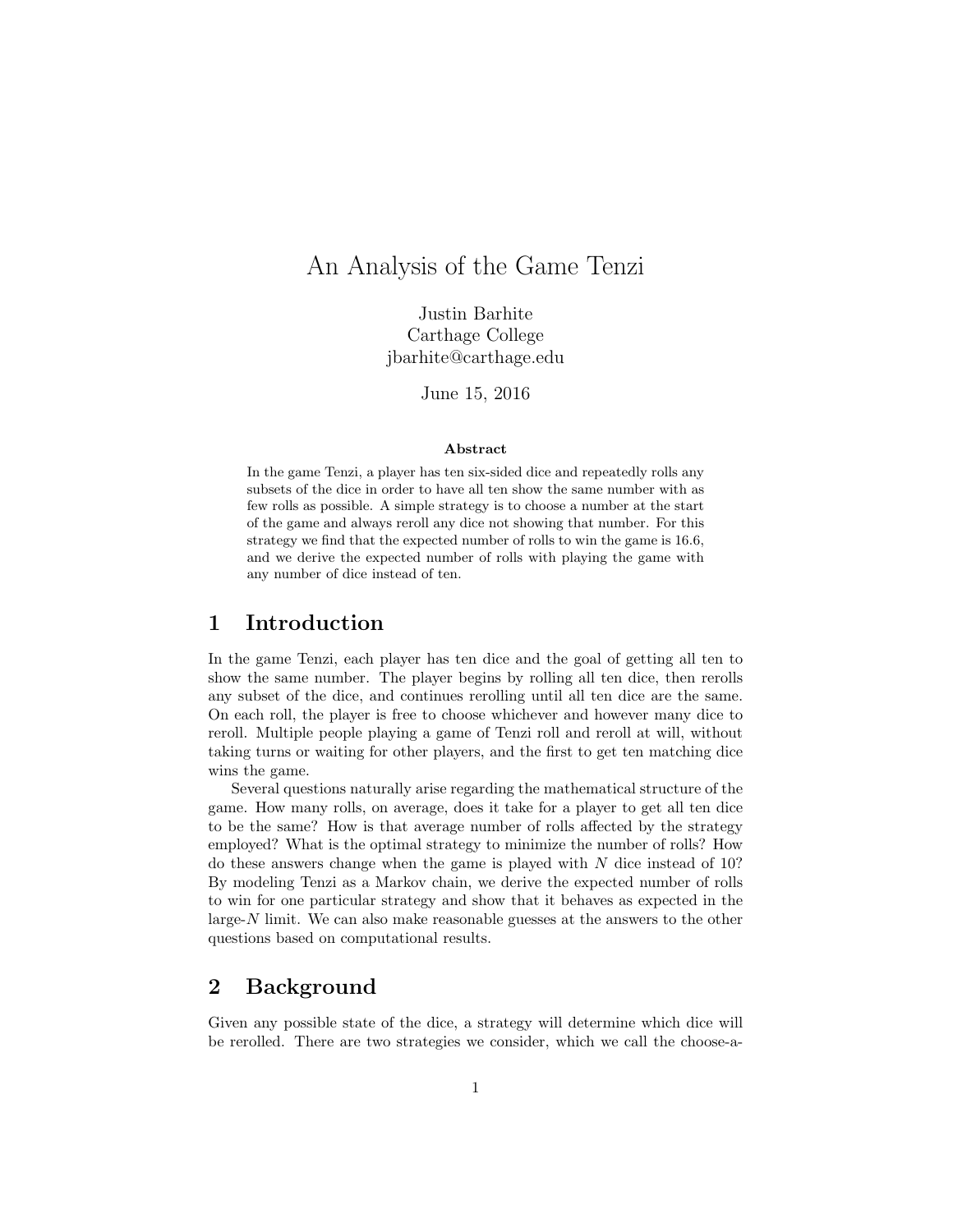# An Analysis of the Game Tenzi

Justin Barhite
Carthage College
jbarhite@carthage.edu

June 15, 2016

### Abstract

In the game Tenzi, a player has ten six-sided dice and repeatedly rolls any subsets of the dice in order to have all ten show the same number with as few rolls as possible. A simple strategy is to choose a number at the start of the game and always reroll any dice not showing that number. For this strategy we find that the expected number of rolls to win the game is 16.6, and we derive the expected number of rolls with playing the game with any number of dice instead of ten.

## 1 Introduction

In the game Tenzi, each player has ten dice and the goal of getting all ten to show the same number. The player begins by rolling all ten dice, then rerolls any subset of the dice, and continues rerolling until all ten dice are the same. On each roll, the player is free to choose whichever and however many dice to reroll. Multiple people playing a game of Tenzi roll and reroll at will, without taking turns or waiting for other players, and the first to get ten matching dice wins the game.

Several questions naturally arise regarding the mathematical structure of the game. How many rolls, on average, does it take for a player to get all ten dice to be the same? How is that average number of rolls affected by the strategy employed? What is the optimal strategy to minimize the number of rolls? How do these answers change when the game is played with $N$ dice instead of 10? By modeling Tenzi as a Markov chain, we derive the expected number of rolls to win for one particular strategy and show that it behaves as expected in the large-$N$ limit. We can also make reasonable guesses at the answers to the other questions based on computational results.

## 2 Background

Given any possible state of the dice, a strategy will determine which dice will be rerolled. There are two strategies we consider, which we call the choose-a-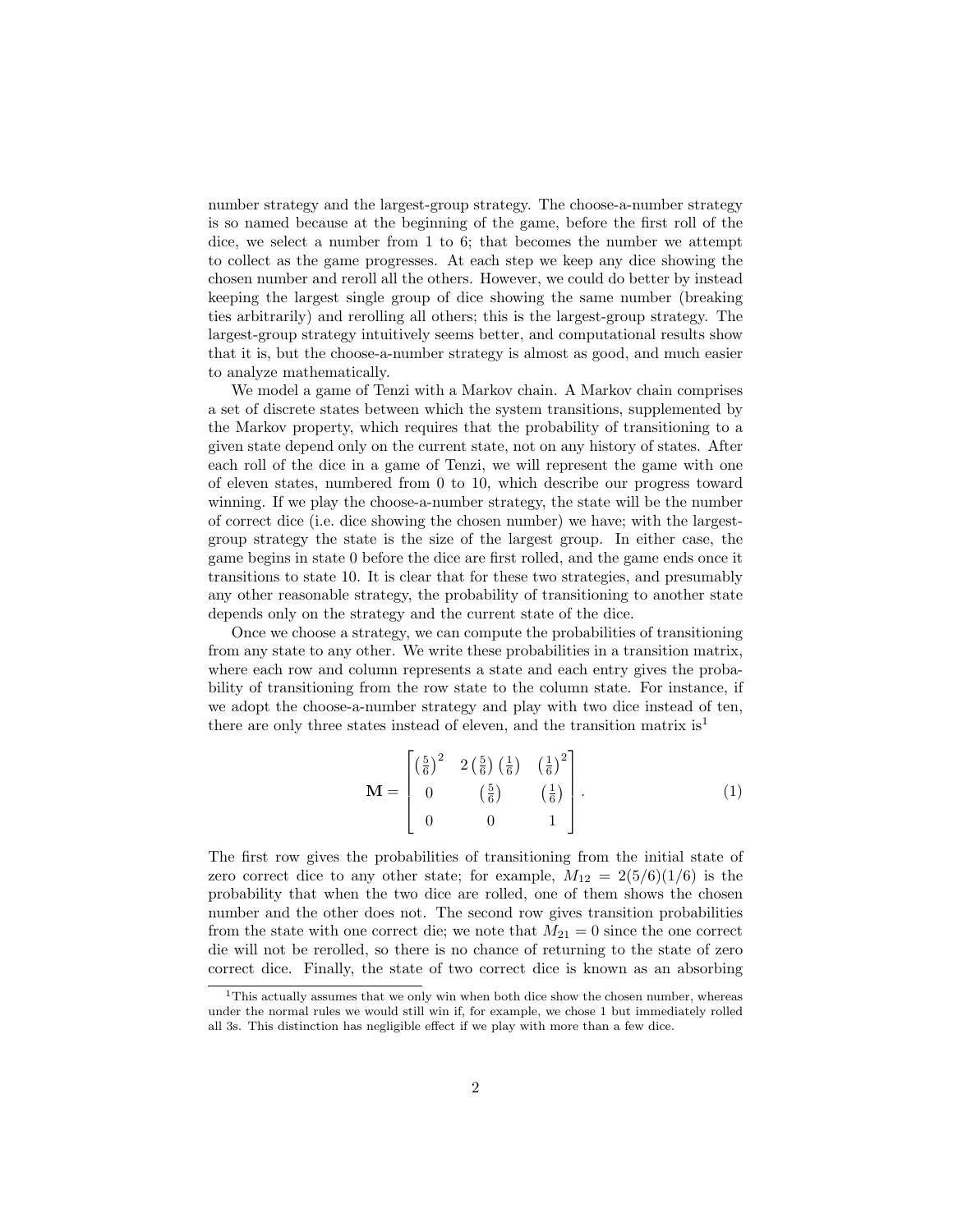number strategy and the largest-group strategy. The choose-a-number strategy is so named because at the beginning of the game, before the first roll of the dice, we select a number from 1 to 6; that becomes the number we attempt to collect as the game progresses. At each step we keep any dice showing the chosen number and reroll all the others. However, we could do better by instead keeping the largest single group of dice showing the same number (breaking ties arbitrarily) and rerolling all others; this is the largest-group strategy. The largest-group strategy intuitively seems better, and computational results show that it is, but the choose-a-number strategy is almost as good, and much easier to analyze mathematically.

We model a game of Tenzi with a Markov chain. A Markov chain comprises a set of discrete states between which the system transitions, supplemented by the Markov property, which requires that the probability of transitioning to a given state depend only on the current state, not on any history of states. After each roll of the dice in a game of Tenzi, we will represent the game with one of eleven states, numbered from 0 to 10, which describe our progress toward winning. If we play the choose-a-number strategy, the state will be the number of correct dice (i.e. dice showing the chosen number) we have; with the largest-group strategy the state is the size of the largest group. In either case, the game begins in state 0 before the dice are first rolled, and the game ends once it transitions to state 10. It is clear that for these two strategies, and presumably any other reasonable strategy, the probability of transitioning to another state depends only on the strategy and the current state of the dice.

Once we choose a strategy, we can compute the probabilities of transitioning from any state to any other. We write these probabilities in a transition matrix, where each row and column represents a state and each entry gives the probability of transitioning from the row state to the column state. For instance, if we adopt the choose-a-number strategy and play with two dice instead of ten, there are only three states instead of eleven, and the transition matrix is[1]

$$\mathbf{M} = \begin{bmatrix} \left(\frac{5}{6}\right)^2 & 2\left(\frac{5}{6}\right)\left(\frac{1}{6}\right) & \left(\frac{1}{6}\right)^2 \\ 0 & \left(\frac{5}{6}\right) & \left(\frac{1}{6}\right) \\ 0 & 0 & 1 \end{bmatrix}. \tag{1}$$

The first row gives the probabilities of transitioning from the initial state of zero correct dice to any other state; for example, $M_{12} = 2(5/6)(1/6)$ is the probability that when the two dice are rolled, one of them shows the chosen number and the other does not. The second row gives transition probabilities from the state with one correct die; we note that $M_{21} = 0$ since the one correct die will not be rerolled, so there is no chance of returning to the state of zero correct dice. Finally, the state of two correct dice is known as an absorbing

[1] This actually assumes that we only win when both dice show the chosen number, whereas under the normal rules we would still win if, for example, we chose 1 but immediately rolled all 3s. This distinction has negligible effect if we play with more than a few dice.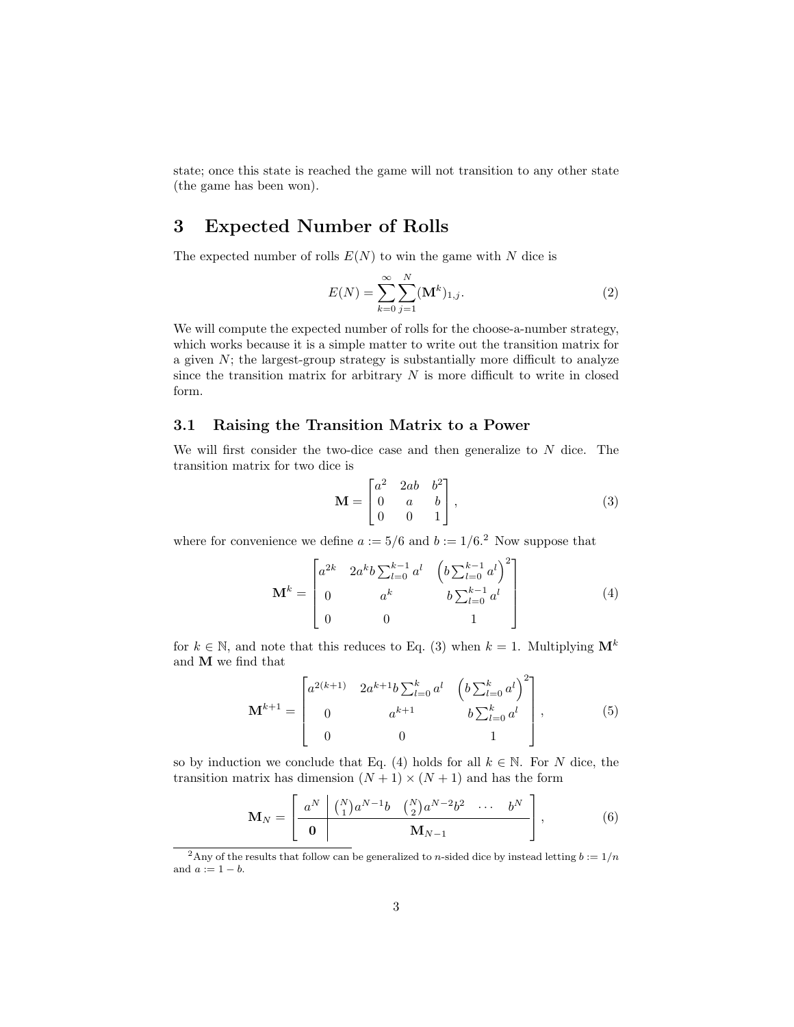state; once this state is reached the game will not transition to any other state (the game has been won).

## 3 Expected Number of Rolls

The expected number of rolls $E(N)$ to win the game with $N$ dice is

$$E(N) = \sum_{k=0}^{\infty} \sum_{j=1}^{N} (\mathbf{M}^k)_{1,j}. \tag{2}$$

We will compute the expected number of rolls for the choose-a-number strategy, which works because it is a simple matter to write out the transition matrix for a given $N$; the largest-group strategy is substantially more difficult to analyze since the transition matrix for arbitrary $N$ is more difficult to write in closed form.

### 3.1 Raising the Transition Matrix to a Power

We will first consider the two-dice case and then generalize to $N$ dice. The transition matrix for two dice is

$$\mathbf{M} = \begin{bmatrix} a^2 & 2ab & b^2 \\ 0 & a & b \\ 0 & 0 & 1 \end{bmatrix}, \tag{3}$$

where for convenience we define $a := 5/6$ and $b := 1/6$.[2] Now suppose that

$$\mathbf{M}^k = \begin{bmatrix} a^{2k} & 2a^k b \sum_{l=0}^{k-1} a^l & \left( b \sum_{l=0}^{k-1} a^l \right)^2 \\ 0 & a^k & b \sum_{l=0}^{k-1} a^l \\ 0 & 0 & 1 \end{bmatrix} \tag{4}$$

for $k \in \mathbb{N}$, and note that this reduces to Eq. (3) when $k = 1$. Multiplying $\mathbf{M}^k$ and $\mathbf{M}$ we find that

$$\mathbf{M}^{k+1} = \begin{bmatrix} a^{2(k+1)} & 2a^{k+1} b \sum_{l=0}^{k} a^l & \left( b \sum_{l=0}^{k} a^l \right)^2 \\ 0 & a^{k+1} & b \sum_{l=0}^{k} a^l \\ 0 & 0 & 1 \end{bmatrix}, \tag{5}$$

so by induction we conclude that Eq. (4) holds for all $k \in \mathbb{N}$. For $N$ dice, the transition matrix has dimension $(N+1) \times (N+1)$ and has the form

$$\mathbf{M}_N = \left[ \begin{array}{c|cccc} a^N & \binom{N}{1} a^{N-1} b & \binom{N}{2} a^{N-2} b^2 & \cdots & b^N \\ \hline \mathbf{0} & & \mathbf{M}_{N-1} & & \end{array} \right], \tag{6}$$

[2] Any of the results that follow can be generalized to $n$-sided dice by instead letting $b := 1/n$ and $a := 1 - b$.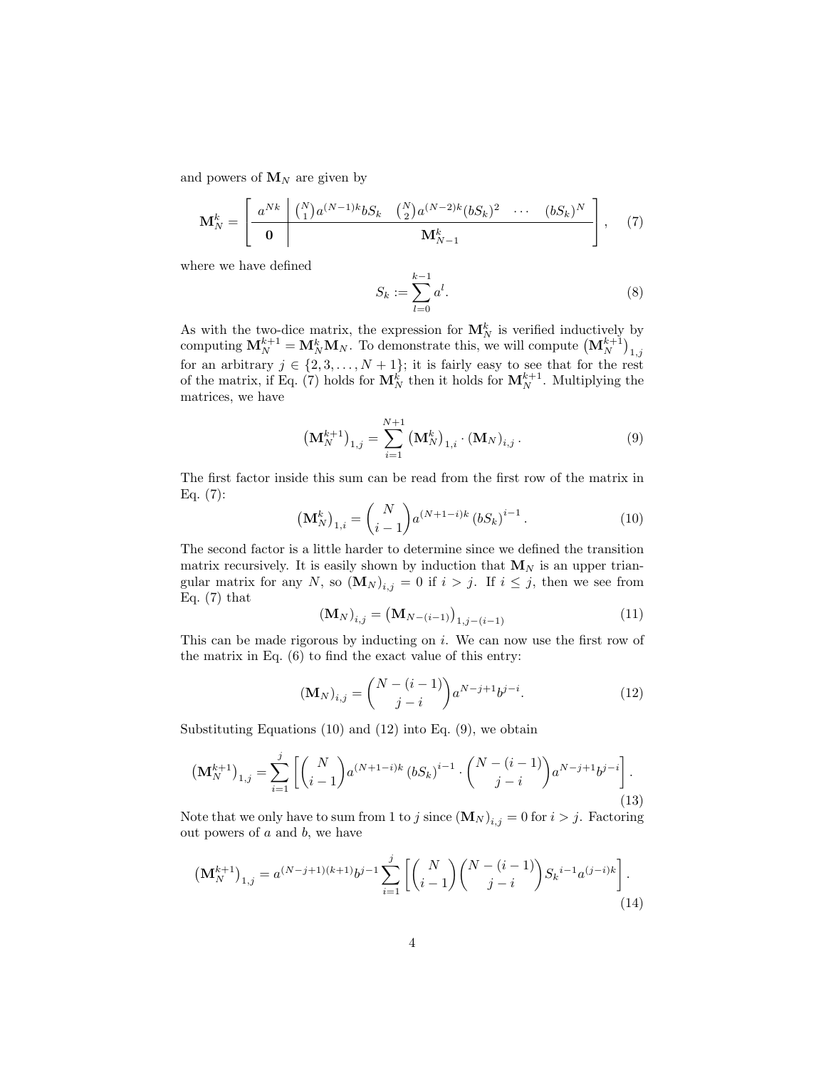and powers of $\mathbf{M}_N$ are given by

$$
\mathbf{M}_N^k = \left[ \begin{array}{c|cccc} a^{Nk} & \binom{N}{1} a^{(N-1)k} b S_k & \binom{N}{2} a^{(N-2)k} (bS_k)^2 & \cdots & (bS_k)^N \\ \hline \mathbf{0} & & \mathbf{M}_{N-1}^k & & \end{array} \right], \quad (7)
$$

where we have defined

$$
S_k := \sum_{l=0}^{k-1} a^l. \quad (8)
$$

As with the two-dice matrix, the expression for $\mathbf{M}_N^k$ is verified inductively by computing $\mathbf{M}_N^{k+1} = \mathbf{M}_N^k \mathbf{M}_N$. To demonstrate this, we will compute $\left(\mathbf{M}_N^{k+1}\right)_{1,j}$ for an arbitrary $j \in \{2, 3, \ldots, N+1\}$; it is fairly easy to see that for the rest of the matrix, if Eq. (7) holds for $\mathbf{M}_N^k$ then it holds for $\mathbf{M}_N^{k+1}$. Multiplying the matrices, we have

$$
\left(\mathbf{M}_N^{k+1}\right)_{1,j} = \sum_{i=1}^{N+1} \left(\mathbf{M}_N^k\right)_{1,i} \cdot \left(\mathbf{M}_N\right)_{i,j}. \quad (9)
$$

The first factor inside this sum can be read from the first row of the matrix in Eq. (7):

$$
\left(\mathbf{M}_N^k\right)_{1,i} = \binom{N}{i-1} a^{(N+1-i)k} \left(bS_k\right)^{i-1}. \quad (10)
$$

The second factor is a little harder to determine since we defined the transition matrix recursively. It is easily shown by induction that $\mathbf{M}_N$ is an upper triangular matrix for any $N$, so $\left(\mathbf{M}_N\right)_{i,j} = 0$ if $i > j$. If $i \leq j$, then we see from Eq. (7) that

$$
\left(\mathbf{M}_N\right)_{i,j} = \left(\mathbf{M}_{N-(i-1)}\right)_{1,j-(i-1)} \quad (11)
$$

This can be made rigorous by inducting on $i$. We can now use the first row of the matrix in Eq. (6) to find the exact value of this entry:

$$
\left(\mathbf{M}_N\right)_{i,j} = \binom{N-(i-1)}{j-i} a^{N-j+1} b^{j-i}. \quad (12)
$$

Substituting Equations (10) and (12) into Eq. (9), we obtain

$$
\left(\mathbf{M}_N^{k+1}\right)_{1,j} = \sum_{i=1}^{j} \left[ \binom{N}{i-1} a^{(N+1-i)k} \left(bS_k\right)^{i-1} \cdot \binom{N-(i-1)}{j-i} a^{N-j+1} b^{j-i} \right]. \quad (13)
$$

Note that we only have to sum from 1 to $j$ since $\left(\mathbf{M}_N\right)_{i,j} = 0$ for $i > j$. Factoring out powers of $a$ and $b$, we have

$$
\left(\mathbf{M}_N^{k+1}\right)_{1,j} = a^{(N-j+1)(k+1)} b^{j-1} \sum_{i=1}^{j} \left[ \binom{N}{i-1} \binom{N-(i-1)}{j-i} {S_k}^{i-1} a^{(j-i)k} \right]. \quad (14)
$$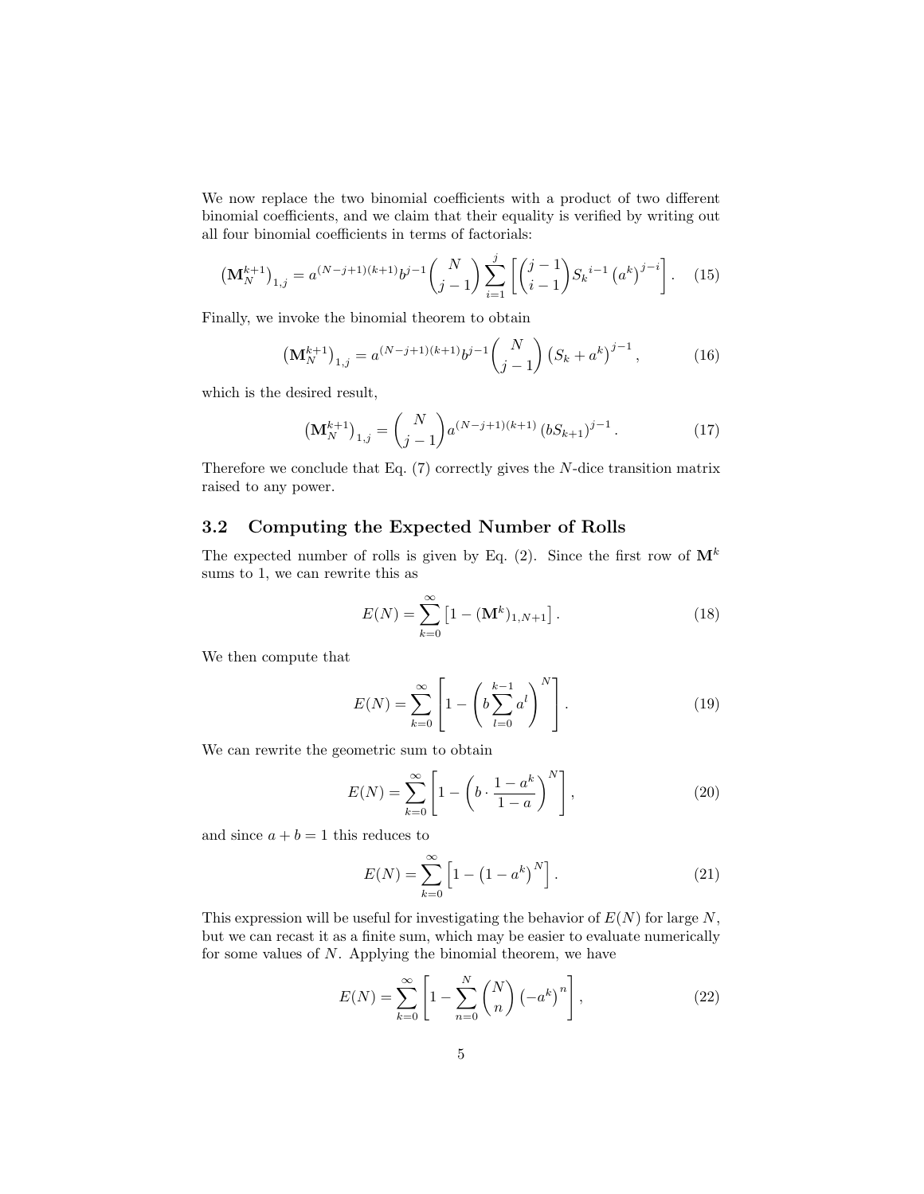We now replace the two binomial coefficients with a product of two different binomial coefficients, and we claim that their equality is verified by writing out all four binomial coefficients in terms of factorials:

$$\left(\mathbf{M}_N^{k+1}\right)_{1,j} = a^{(N-j+1)(k+1)} b^{j-1} \binom{N}{j-1} \sum_{i=1}^{j} \left[ \binom{j-1}{i-1} S_k{}^{i-1} \left(a^k\right)^{j-i} \right]. \tag{15}$$

Finally, we invoke the binomial theorem to obtain

$$\left(\mathbf{M}_N^{k+1}\right)_{1,j} = a^{(N-j+1)(k+1)} b^{j-1} \binom{N}{j-1} \left(S_k + a^k\right)^{j-1}, \tag{16}$$

which is the desired result,

$$\left(\mathbf{M}_N^{k+1}\right)_{1,j} = \binom{N}{j-1} a^{(N-j+1)(k+1)} \left(bS_{k+1}\right)^{j-1}. \tag{17}$$

Therefore we conclude that Eq. (7) correctly gives the $N$-dice transition matrix raised to any power.

### 3.2 Computing the Expected Number of Rolls

The expected number of rolls is given by Eq. (2). Since the first row of $\mathbf{M}^k$ sums to 1, we can rewrite this as

$$E(N) = \sum_{k=0}^{\infty} \left[1 - (\mathbf{M}^k)_{1,N+1}\right]. \tag{18}$$

We then compute that

$$E(N) = \sum_{k=0}^{\infty} \left[1 - \left(b \sum_{l=0}^{k-1} a^l\right)^N\right]. \tag{19}$$

We can rewrite the geometric sum to obtain

$$E(N) = \sum_{k=0}^{\infty} \left[1 - \left(b \cdot \frac{1-a^k}{1-a}\right)^N\right], \tag{20}$$

and since $a + b = 1$ this reduces to

$$E(N) = \sum_{k=0}^{\infty} \left[1 - \left(1 - a^k\right)^N\right]. \tag{21}$$

This expression will be useful for investigating the behavior of $E(N)$ for large $N$, but we can recast it as a finite sum, which may be easier to evaluate numerically for some values of $N$. Applying the binomial theorem, we have

$$E(N) = \sum_{k=0}^{\infty} \left[1 - \sum_{n=0}^{N} \binom{N}{n} \left(-a^k\right)^n\right], \tag{22}$$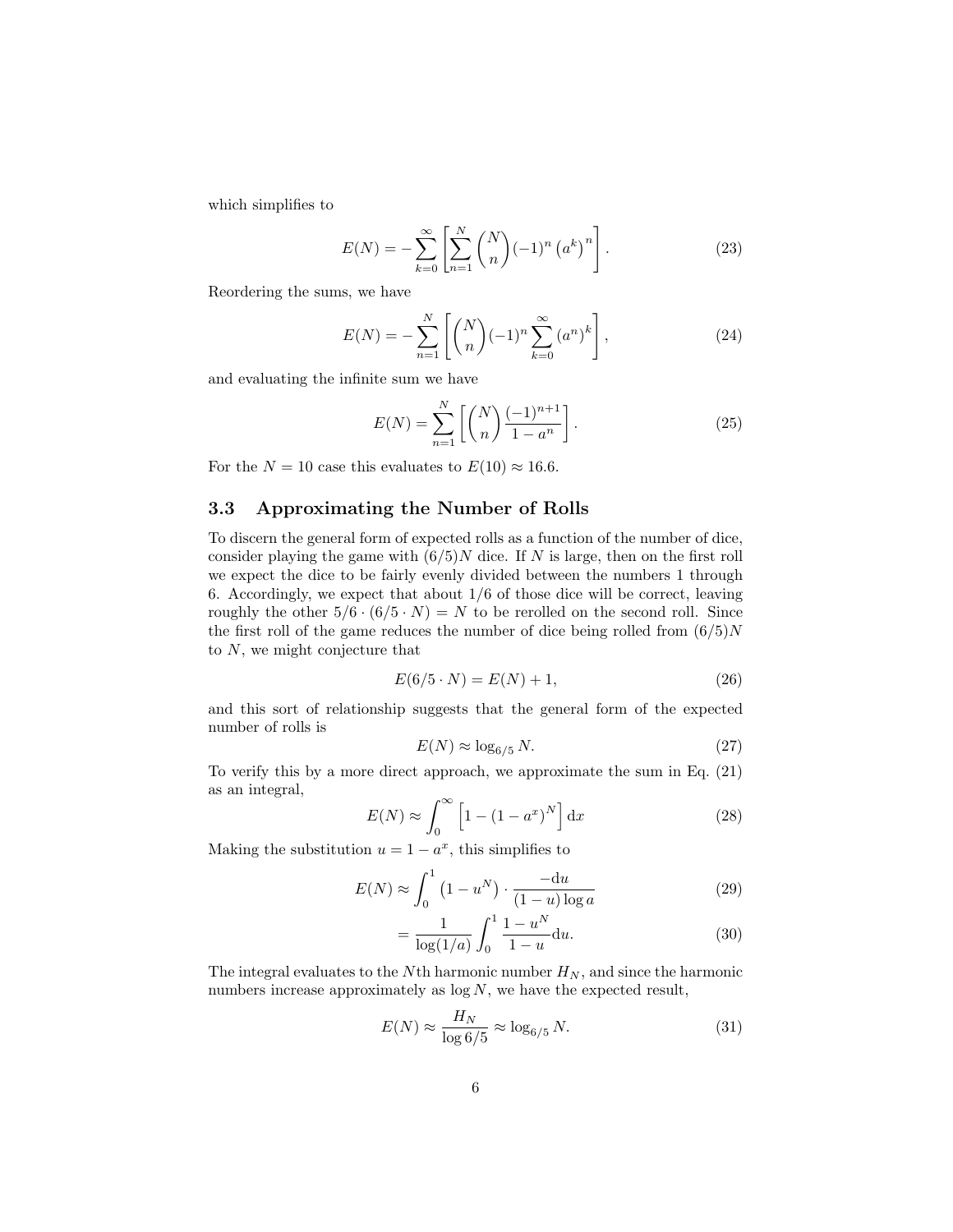which simplifies to

$$E(N) = -\sum_{k=0}^{\infty} \left[ \sum_{n=1}^{N} \binom{N}{n} (-1)^n \left(a^k\right)^n \right]. \tag{23}$$

Reordering the sums, we have

$$E(N) = -\sum_{n=1}^{N} \left[ \binom{N}{n} (-1)^n \sum_{k=0}^{\infty} \left(a^n\right)^k \right], \tag{24}$$

and evaluating the infinite sum we have

$$E(N) = \sum_{n=1}^{N} \left[ \binom{N}{n} \frac{(-1)^{n+1}}{1 - a^n} \right]. \tag{25}$$

For the $N = 10$ case this evaluates to $E(10) \approx 16.6$.

### 3.3 Approximating the Number of Rolls

To discern the general form of expected rolls as a function of the number of dice, consider playing the game with $(6/5)N$ dice. If $N$ is large, then on the first roll we expect the dice to be fairly evenly divided between the numbers 1 through 6. Accordingly, we expect that about 1/6 of those dice will be correct, leaving roughly the other $5/6 \cdot (6/5 \cdot N) = N$ to be rerolled on the second roll. Since the first roll of the game reduces the number of dice being rolled from $(6/5)N$ to $N$, we might conjecture that

$$E(6/5 \cdot N) = E(N) + 1, \tag{26}$$

and this sort of relationship suggests that the general form of the expected number of rolls is

$$E(N) \approx \log_{6/5} N. \tag{27}$$

To verify this by a more direct approach, we approximate the sum in Eq. (21) as an integral,

$$E(N) \approx \int_0^{\infty} \left[1 - (1 - a^x)^N\right] \mathrm{d}x \tag{28}$$

Making the substitution $u = 1 - a^x$, this simplifies to

$$E(N) \approx \int_0^1 \left(1 - u^N\right) \cdot \frac{-\mathrm{d}u}{(1-u)\log a} \tag{29}$$

$$= \frac{1}{\log(1/a)} \int_0^1 \frac{1 - u^N}{1 - u} \mathrm{d}u. \tag{30}$$

The integral evaluates to the $N$th harmonic number $H_N$, and since the harmonic numbers increase approximately as $\log N$, we have the expected result,

$$E(N) \approx \frac{H_N}{\log 6/5} \approx \log_{6/5} N. \tag{31}$$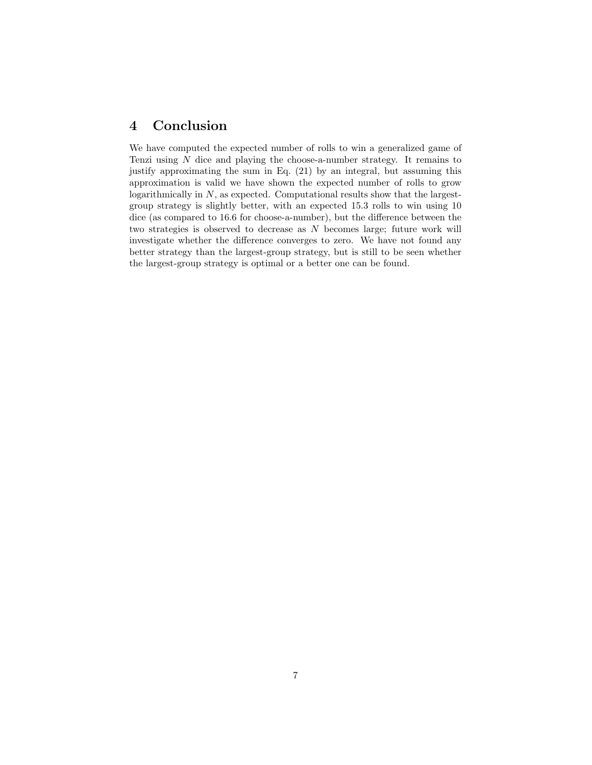## 4 Conclusion

We have computed the expected number of rolls to win a generalized game of Tenzi using $N$ dice and playing the choose-a-number strategy. It remains to justify approximating the sum in Eq. (21) by an integral, but assuming this approximation is valid we have shown the expected number of rolls to grow logarithmically in $N$, as expected. Computational results show that the largest-group strategy is slightly better, with an expected 15.3 rolls to win using 10 dice (as compared to 16.6 for choose-a-number), but the difference between the two strategies is observed to decrease as $N$ becomes large; future work will investigate whether the difference converges to zero. We have not found any better strategy than the largest-group strategy, but is still to be seen whether the largest-group strategy is optimal or a better one can be found.